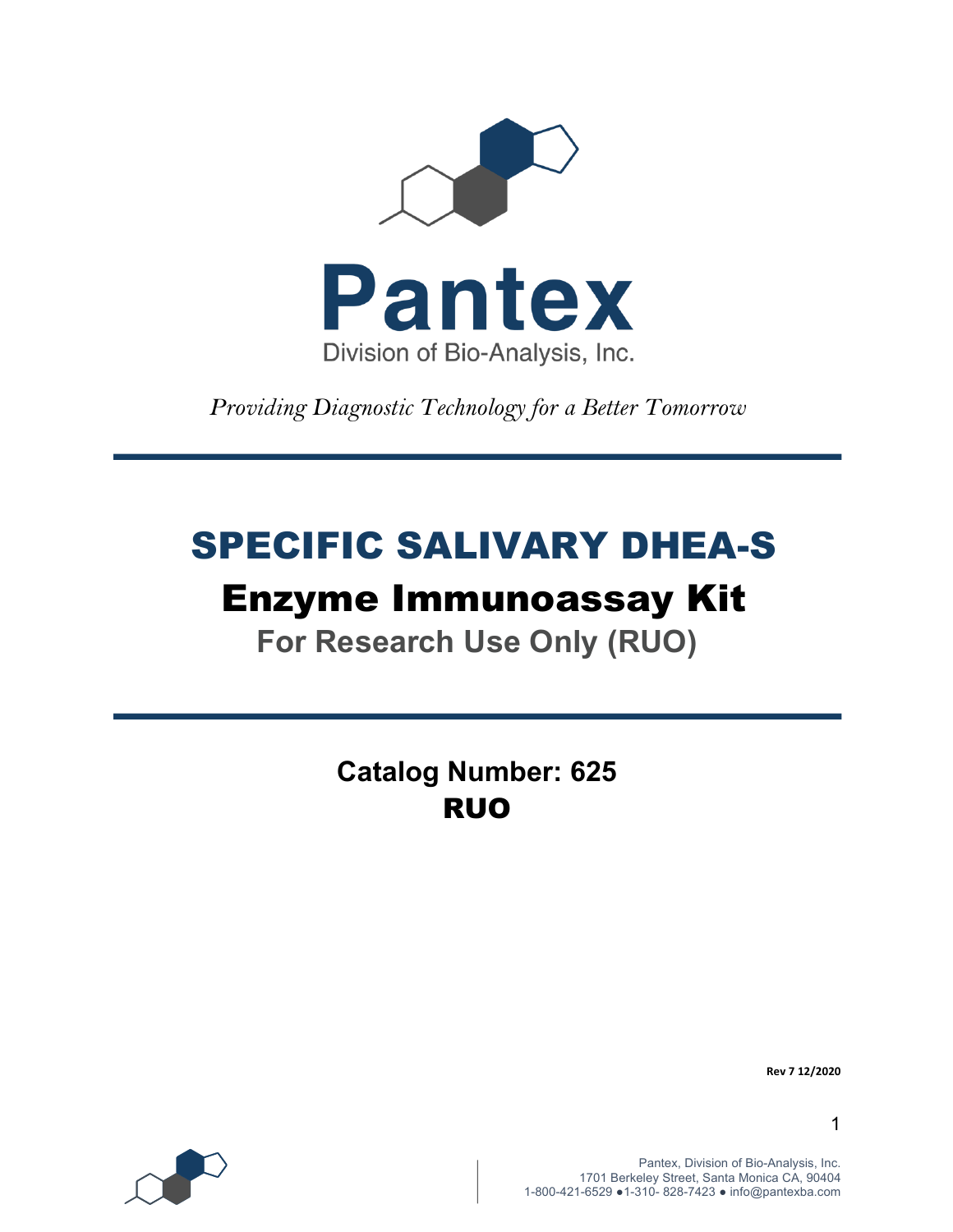# Pantex

Division of Bio-Analysis, Inc.

*Providing Diagnostic Technology for a Better Tomorrow*

# SPECIFIC SALIVARY DHEA-S

## Enzyme Immunoassay Kit

### For Research Use Only (RUO)

**Catalog Number: 625**

**RUO**

**Rev 7 12/2020**

Pantex, Division of Bio-Analysis, Inc.
1701 Berkeley Street, Santa Monica CA, 90404
1-800-421-6529 ●1-310- 828-7423 ● info@pantexba.com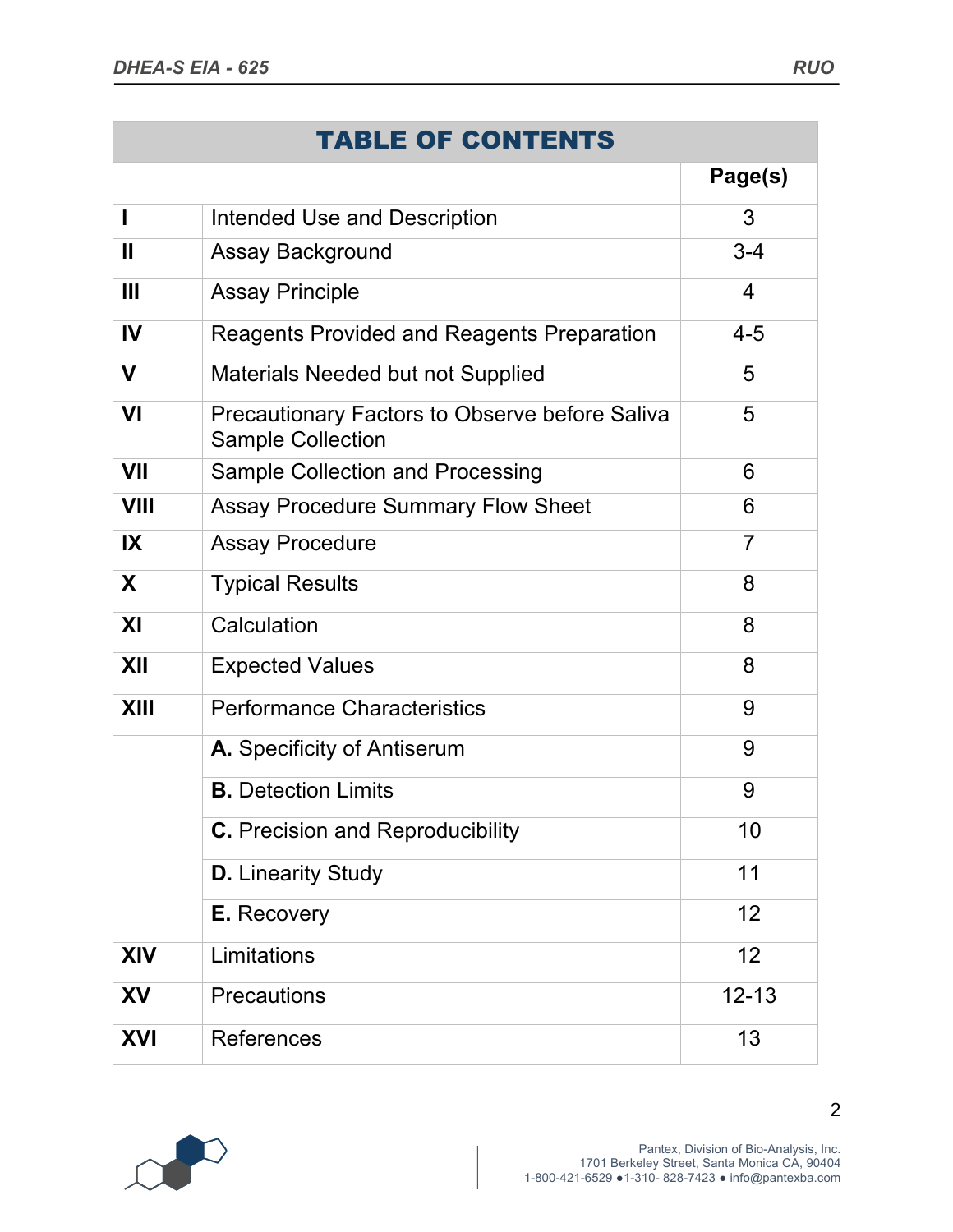| TABLE OF CONTENTS | | |
|---|---|---|
| | | **Page(s)** |
| **I** | Intended Use and Description | 3 |
| **II** | Assay Background | 3-4 |
| **III** | Assay Principle | 4 |
| **IV** | Reagents Provided and Reagents Preparation | 4-5 |
| **V** | Materials Needed but not Supplied | 5 |
| **VI** | Precautionary Factors to Observe before Saliva Sample Collection | 5 |
| **VII** | Sample Collection and Processing | 6 |
| **VIII** | Assay Procedure Summary Flow Sheet | 6 |
| **IX** | Assay Procedure | 7 |
| **X** | Typical Results | 8 |
| **XI** | Calculation | 8 |
| **XII** | Expected Values | 8 |
| **XIII** | Performance Characteristics | 9 |
| | **A.** Specificity of Antiserum | 9 |
| | **B.** Detection Limits | 9 |
| | **C.** Precision and Reproducibility | 10 |
| | **D.** Linearity Study | 11 |
| | **E.** Recovery | 12 |
| **XIV** | Limitations | 12 |
| **XV** | Precautions | 12-13 |
| **XVI** | References | 13 |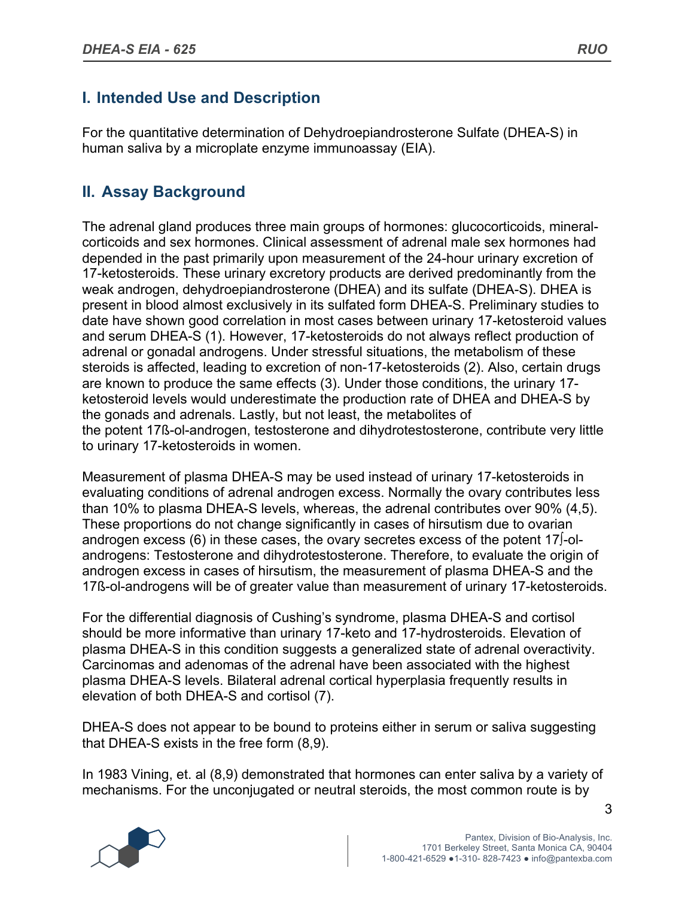## I. Intended Use and Description

For the quantitative determination of Dehydroepiandrosterone Sulfate (DHEA-S) in human saliva by a microplate enzyme immunoassay (EIA).

## II. Assay Background

The adrenal gland produces three main groups of hormones: glucocorticoids, mineral-corticoids and sex hormones. Clinical assessment of adrenal male sex hormones had depended in the past primarily upon measurement of the 24-hour urinary excretion of 17-ketosteroids. These urinary excretory products are derived predominantly from the weak androgen, dehydroepiandrosterone (DHEA) and its sulfate (DHEA-S). DHEA is present in blood almost exclusively in its sulfated form DHEA-S. Preliminary studies to date have shown good correlation in most cases between urinary 17-ketosteroid values and serum DHEA-S (1). However, 17-ketosteroids do not always reflect production of adrenal or gonadal androgens. Under stressful situations, the metabolism of these steroids is affected, leading to excretion of non-17-ketosteroids (2). Also, certain drugs are known to produce the same effects (3). Under those conditions, the urinary 17-ketosteroid levels would underestimate the production rate of DHEA and DHEA-S by the gonads and adrenals. Lastly, but not least, the metabolites of the potent 17ß-ol-androgen, testosterone and dihydrotestosterone, contribute very little to urinary 17-ketosteroids in women.

Measurement of plasma DHEA-S may be used instead of urinary 17-ketosteroids in evaluating conditions of adrenal androgen excess. Normally the ovary contributes less than 10% to plasma DHEA-S levels, whereas, the adrenal contributes over 90% (4,5). These proportions do not change significantly in cases of hirsutism due to ovarian androgen excess (6) in these cases, the ovary secretes excess of the potent 17∫-ol-androgens: Testosterone and dihydrotestosterone. Therefore, to evaluate the origin of androgen excess in cases of hirsutism, the measurement of plasma DHEA-S and the 17ß-ol-androgens will be of greater value than measurement of urinary 17-ketosteroids.

For the differential diagnosis of Cushing's syndrome, plasma DHEA-S and cortisol should be more informative than urinary 17-keto and 17-hydrosteroids. Elevation of plasma DHEA-S in this condition suggests a generalized state of adrenal overactivity. Carcinomas and adenomas of the adrenal have been associated with the highest plasma DHEA-S levels. Bilateral adrenal cortical hyperplasia frequently results in elevation of both DHEA-S and cortisol (7).

DHEA-S does not appear to be bound to proteins either in serum or saliva suggesting that DHEA-S exists in the free form (8,9).

In 1983 Vining, et. al (8,9) demonstrated that hormones can enter saliva by a variety of mechanisms. For the unconjugated or neutral steroids, the most common route is by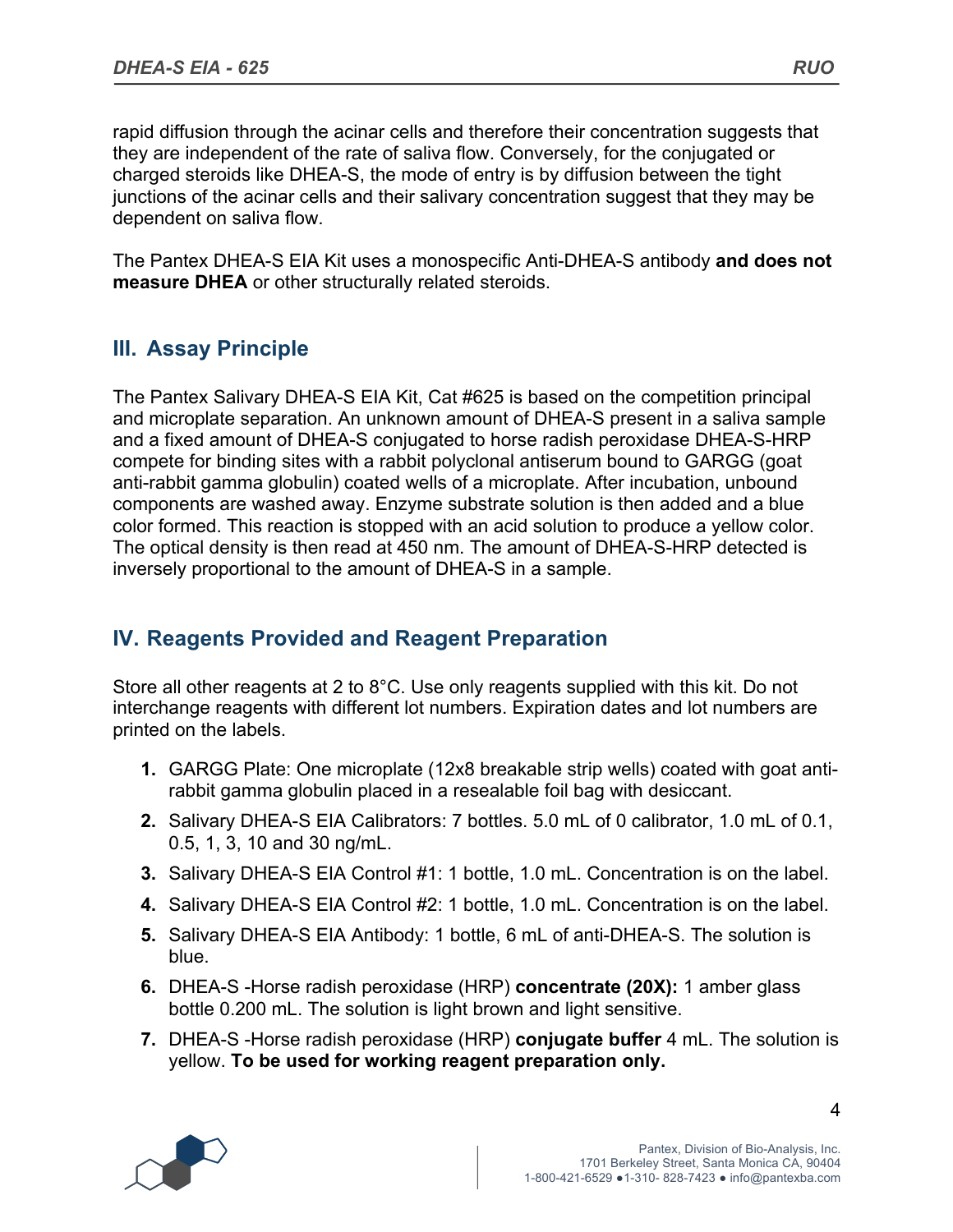rapid diffusion through the acinar cells and therefore their concentration suggests that they are independent of the rate of saliva flow. Conversely, for the conjugated or charged steroids like DHEA-S, the mode of entry is by diffusion between the tight junctions of the acinar cells and their salivary concentration suggest that they may be dependent on saliva flow.

The Pantex DHEA-S EIA Kit uses a monospecific Anti-DHEA-S antibody **and does not measure DHEA** or other structurally related steroids.

## III. Assay Principle

The Pantex Salivary DHEA-S EIA Kit, Cat #625 is based on the competition principal and microplate separation. An unknown amount of DHEA-S present in a saliva sample and a fixed amount of DHEA-S conjugated to horse radish peroxidase DHEA-S-HRP compete for binding sites with a rabbit polyclonal antiserum bound to GARGG (goat anti-rabbit gamma globulin) coated wells of a microplate. After incubation, unbound components are washed away. Enzyme substrate solution is then added and a blue color formed. This reaction is stopped with an acid solution to produce a yellow color. The optical density is then read at 450 nm. The amount of DHEA-S-HRP detected is inversely proportional to the amount of DHEA-S in a sample.

## IV. Reagents Provided and Reagent Preparation

Store all other reagents at 2 to 8°C. Use only reagents supplied with this kit. Do not interchange reagents with different lot numbers. Expiration dates and lot numbers are printed on the labels.

1. GARGG Plate: One microplate (12x8 breakable strip wells) coated with goat anti-rabbit gamma globulin placed in a resealable foil bag with desiccant.
2. Salivary DHEA-S EIA Calibrators: 7 bottles. 5.0 mL of 0 calibrator, 1.0 mL of 0.1, 0.5, 1, 3, 10 and 30 ng/mL.
3. Salivary DHEA-S EIA Control #1: 1 bottle, 1.0 mL. Concentration is on the label.
4. Salivary DHEA-S EIA Control #2: 1 bottle, 1.0 mL. Concentration is on the label.
5. Salivary DHEA-S EIA Antibody: 1 bottle, 6 mL of anti-DHEA-S. The solution is blue.
6. DHEA-S -Horse radish peroxidase (HRP) **concentrate (20X):** 1 amber glass bottle 0.200 mL. The solution is light brown and light sensitive.
7. DHEA-S -Horse radish peroxidase (HRP) **conjugate buffer** 4 mL. The solution is yellow. **To be used for working reagent preparation only.**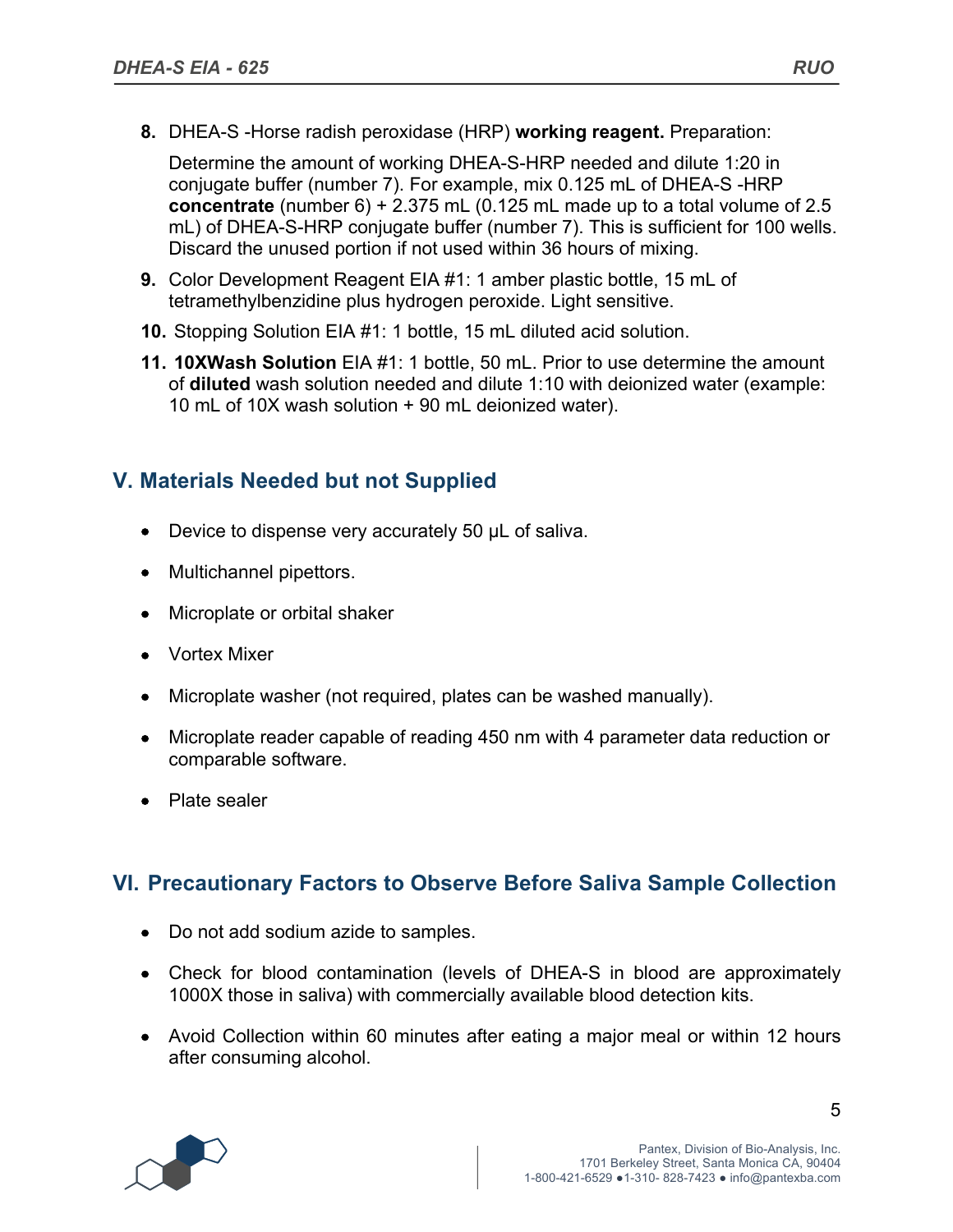8. DHEA-S -Horse radish peroxidase (HRP) **working reagent.** Preparation:

   Determine the amount of working DHEA-S-HRP needed and dilute 1:20 in conjugate buffer (number 7). For example, mix 0.125 mL of DHEA-S -HRP **concentrate** (number 6) + 2.375 mL (0.125 mL made up to a total volume of 2.5 mL) of DHEA-S-HRP conjugate buffer (number 7). This is sufficient for 100 wells. Discard the unused portion if not used within 36 hours of mixing.

9. Color Development Reagent EIA #1: 1 amber plastic bottle, 15 mL of tetramethylbenzidine plus hydrogen peroxide. Light sensitive.

10. Stopping Solution EIA #1: 1 bottle, 15 mL diluted acid solution.

11. **10XWash Solution** EIA #1: 1 bottle, 50 mL. Prior to use determine the amount of **diluted** wash solution needed and dilute 1:10 with deionized water (example: 10 mL of 10X wash solution + 90 mL deionized water).

## V. Materials Needed but not Supplied

- Device to dispense very accurately 50 µL of saliva.
- Multichannel pipettors.
- Microplate or orbital shaker
- Vortex Mixer
- Microplate washer (not required, plates can be washed manually).
- Microplate reader capable of reading 450 nm with 4 parameter data reduction or comparable software.
- Plate sealer

## VI. Precautionary Factors to Observe Before Saliva Sample Collection

- Do not add sodium azide to samples.
- Check for blood contamination (levels of DHEA-S in blood are approximately 1000X those in saliva) with commercially available blood detection kits.
- Avoid Collection within 60 minutes after eating a major meal or within 12 hours after consuming alcohol.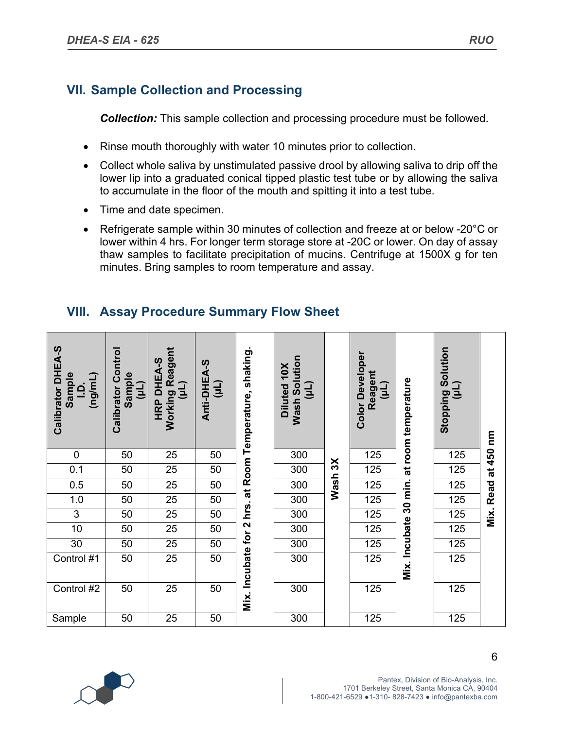## VII. Sample Collection and Processing

***Collection:*** This sample collection and processing procedure must be followed.

- Rinse mouth thoroughly with water 10 minutes prior to collection.
- Collect whole saliva by unstimulated passive drool by allowing saliva to drip off the lower lip into a graduated conical tipped plastic test tube or by allowing the saliva to accumulate in the floor of the mouth and spitting it into a test tube.
- Time and date specimen.
- Refrigerate sample within 30 minutes of collection and freeze at or below -20°C or lower within 4 hrs. For longer term storage store at -20C or lower. On day of assay thaw samples to facilitate precipitation of mucins. Centrifuge at 1500X g for ten minutes. Bring samples to room temperature and assay.

## VIII. Assay Procedure Summary Flow Sheet

| Calibrator DHEA-S Sample I.D. (ng/mL) | Calibrator Control Sample (µL) | HRP DHEA-S Working Reagent (µL) | Anti-DHEA-S (µL) | Mix. Incubate for 2 hrs. at Room Temperature, shaking. | Diluted 10X Wash Solution (µL) | Wash 3X | Color Developer Reagent (µL) | Mix. Incubate 30 min. at room temperature | Stopping Solution (µL) | Mix. Read at 450 nm |
|---|---|---|---|---|---|---|---|---|---|---|
| 0 | 50 | 25 | 50 | | 300 | | 125 | | 125 | |
| 0.1 | 50 | 25 | 50 | | 300 | | 125 | | 125 | |
| 0.5 | 50 | 25 | 50 | | 300 | | 125 | | 125 | |
| 1.0 | 50 | 25 | 50 | | 300 | | 125 | | 125 | |
| 3 | 50 | 25 | 50 | | 300 | | 125 | | 125 | |
| 10 | 50 | 25 | 50 | | 300 | | 125 | | 125 | |
| 30 | 50 | 25 | 50 | | 300 | | 125 | | 125 | |
| Control #1 | 50 | 25 | 50 | | 300 | | 125 | | 125 | |
| Control #2 | 50 | 25 | 50 | | 300 | | 125 | | 125 | |
| Sample | 50 | 25 | 50 | | 300 | | 125 | | 125 | |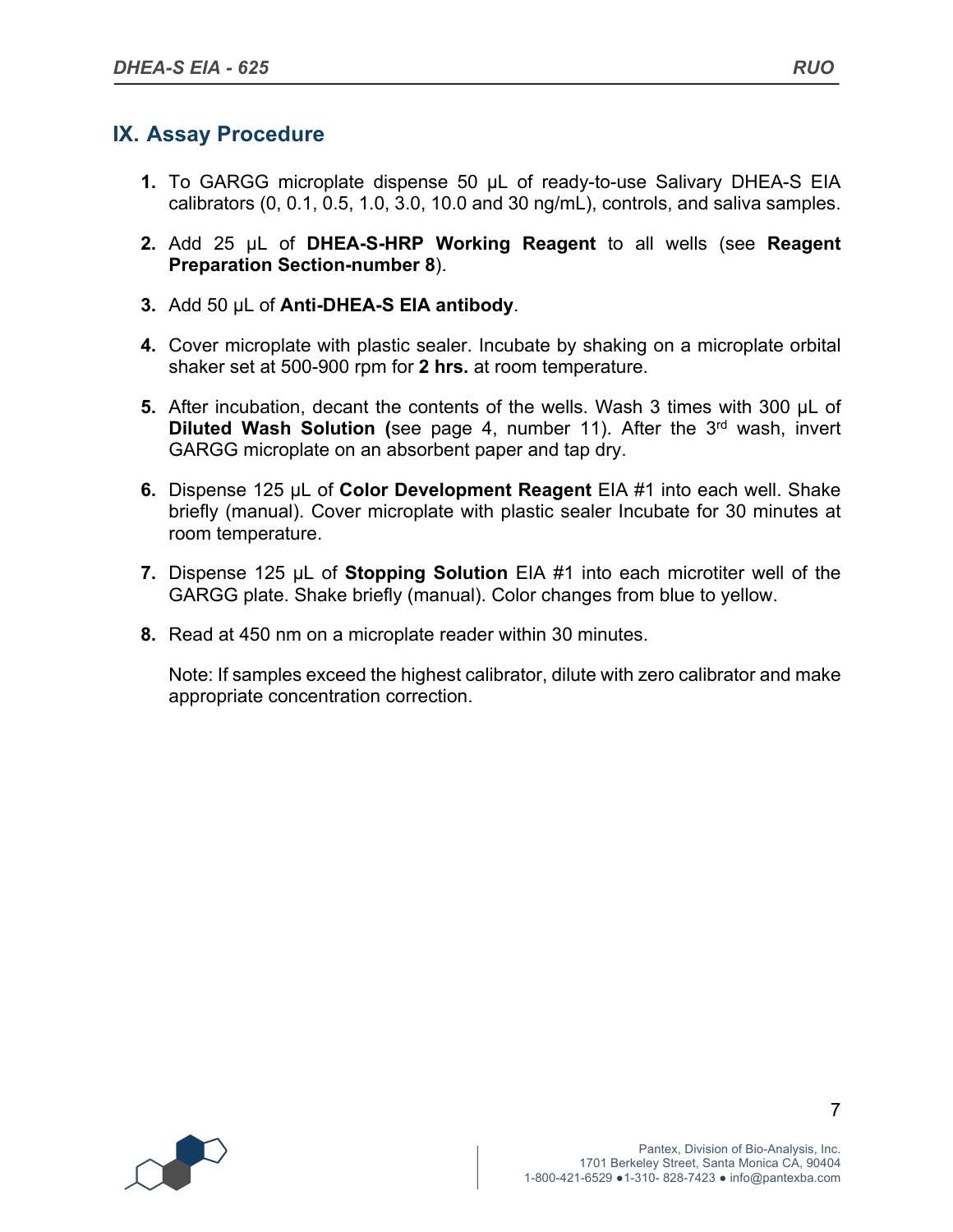## IX. Assay Procedure

1. To GARGG microplate dispense 50 µL of ready-to-use Salivary DHEA-S EIA calibrators (0, 0.1, 0.5, 1.0, 3.0, 10.0 and 30 ng/mL), controls, and saliva samples.

2. Add 25 µL of **DHEA-S-HRP Working Reagent** to all wells (see **Reagent Preparation Section-number 8**).

3. Add 50 µL of **Anti-DHEA-S EIA antibody**.

4. Cover microplate with plastic sealer. Incubate by shaking on a microplate orbital shaker set at 500-900 rpm for **2 hrs.** at room temperature.

5. After incubation, decant the contents of the wells. Wash 3 times with 300 µL of **Diluted Wash Solution (**see page 4, number 11). After the 3rd wash, invert GARGG microplate on an absorbent paper and tap dry.

6. Dispense 125 µL of **Color Development Reagent** EIA #1 into each well. Shake briefly (manual). Cover microplate with plastic sealer Incubate for 30 minutes at room temperature.

7. Dispense 125 µL of **Stopping Solution** EIA #1 into each microtiter well of the GARGG plate. Shake briefly (manual). Color changes from blue to yellow.

8. Read at 450 nm on a microplate reader within 30 minutes.

   Note: If samples exceed the highest calibrator, dilute with zero calibrator and make appropriate concentration correction.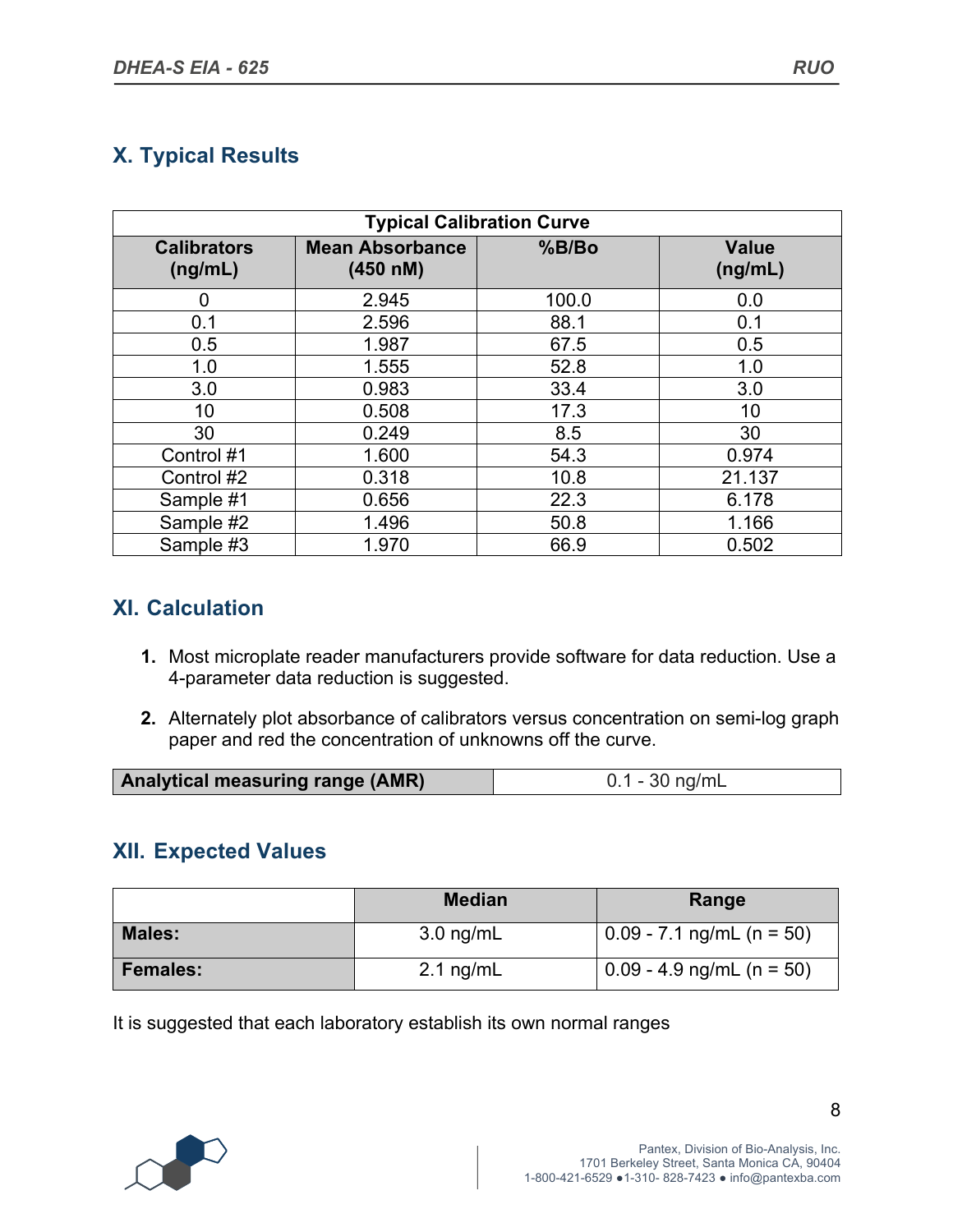## X. Typical Results

| Typical Calibration Curve | | | |
|---|---|---|---|
| **Calibrators (ng/mL)** | **Mean Absorbance (450 nM)** | **%B/Bo** | **Value (ng/mL)** |
| 0 | 2.945 | 100.0 | 0.0 |
| 0.1 | 2.596 | 88.1 | 0.1 |
| 0.5 | 1.987 | 67.5 | 0.5 |
| 1.0 | 1.555 | 52.8 | 1.0 |
| 3.0 | 0.983 | 33.4 | 3.0 |
| 10 | 0.508 | 17.3 | 10 |
| 30 | 0.249 | 8.5 | 30 |
| Control #1 | 1.600 | 54.3 | 0.974 |
| Control #2 | 0.318 | 10.8 | 21.137 |
| Sample #1 | 0.656 | 22.3 | 6.178 |
| Sample #2 | 1.496 | 50.8 | 1.166 |
| Sample #3 | 1.970 | 66.9 | 0.502 |

## XI. Calculation

1. Most microplate reader manufacturers provide software for data reduction. Use a 4-parameter data reduction is suggested.

2. Alternately plot absorbance of calibrators versus concentration on semi-log graph paper and red the concentration of unknowns off the curve.

| Analytical measuring range (AMR) | 0.1 - 30 ng/mL |
|---|---|

## XII. Expected Values

| | Median | Range |
|---|---|---|
| **Males:** | 3.0 ng/mL | 0.09 - 7.1 ng/mL (n = 50) |
| **Females:** | 2.1 ng/mL | 0.09 - 4.9 ng/mL (n = 50) |

It is suggested that each laboratory establish its own normal ranges

Pantex, Division of Bio-Analysis, Inc.
1701 Berkeley Street, Santa Monica CA, 90404
1-800-421-6529 ●1-310- 828-7423 ● info@pantexba.com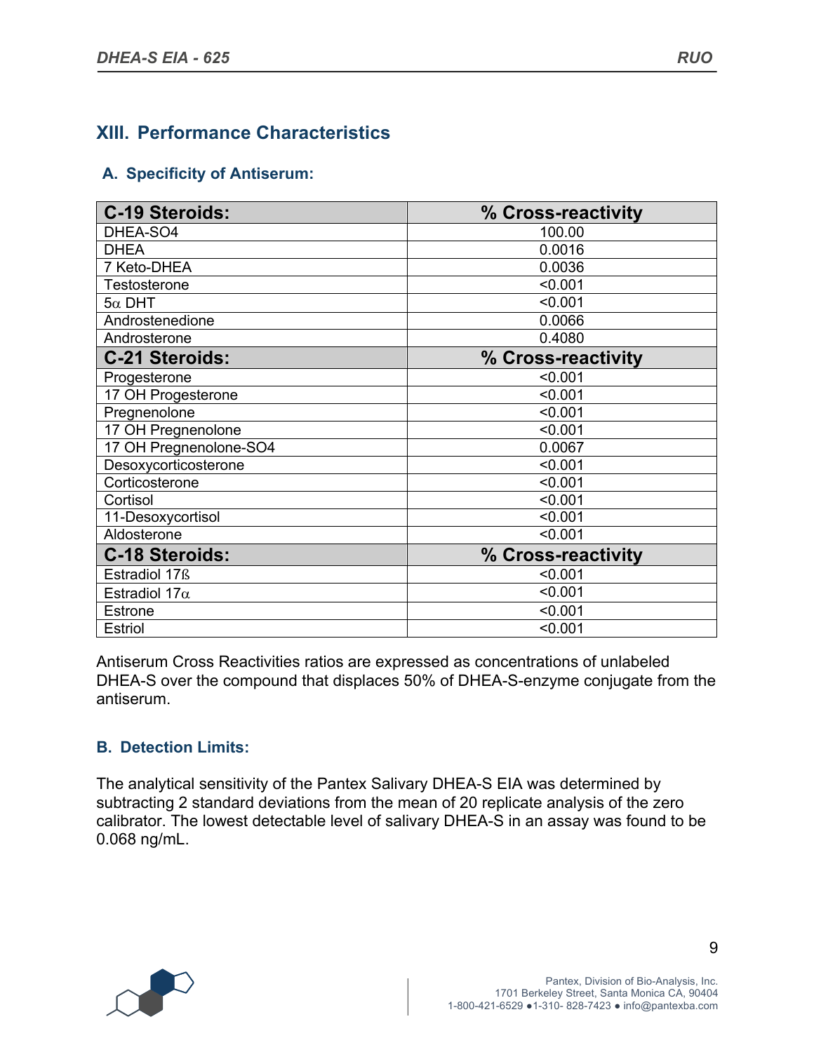## XIII. Performance Characteristics

### A. Specificity of Antiserum:

| C-19 Steroids: | % Cross-reactivity |
|---|---|
| DHEA-SO4 | 100.00 |
| DHEA | 0.0016 |
| 7 Keto-DHEA | 0.0036 |
| Testosterone | <0.001 |
| 5α DHT | <0.001 |
| Androstenedione | 0.0066 |
| Androsterone | 0.4080 |
| **C-21 Steroids:** | **% Cross-reactivity** |
| Progesterone | <0.001 |
| 17 OH Progesterone | <0.001 |
| Pregnenolone | <0.001 |
| 17 OH Pregnenolone | <0.001 |
| 17 OH Pregnenolone-SO4 | 0.0067 |
| Desoxycorticosterone | <0.001 |
| Corticosterone | <0.001 |
| Cortisol | <0.001 |
| 11-Desoxycortisol | <0.001 |
| Aldosterone | <0.001 |
| **C-18 Steroids:** | **% Cross-reactivity** |
| Estradiol 17ß | <0.001 |
| Estradiol 17α | <0.001 |
| Estrone | <0.001 |
| Estriol | <0.001 |

Antiserum Cross Reactivities ratios are expressed as concentrations of unlabeled DHEA-S over the compound that displaces 50% of DHEA-S-enzyme conjugate from the antiserum.

### B. Detection Limits:

The analytical sensitivity of the Pantex Salivary DHEA-S EIA was determined by subtracting 2 standard deviations from the mean of 20 replicate analysis of the zero calibrator. The lowest detectable level of salivary DHEA-S in an assay was found to be 0.068 ng/mL.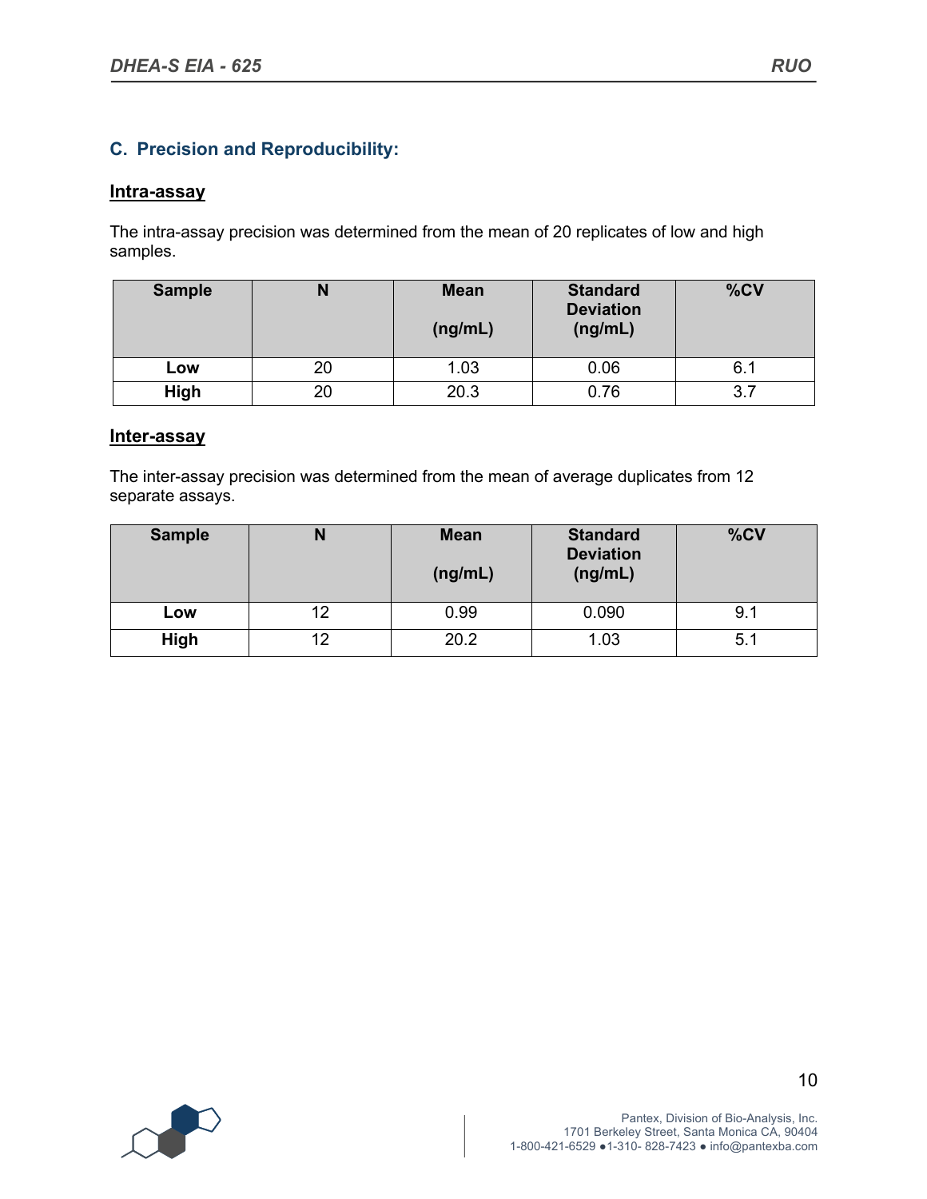## C. Precision and Reproducibility:

### Intra-assay

The intra-assay precision was determined from the mean of 20 replicates of low and high samples.

| Sample | N | Mean (ng/mL) | Standard Deviation (ng/mL) | %CV |
|---|---|---|---|---|
| **Low** | 20 | 1.03 | 0.06 | 6.1 |
| **High** | 20 | 20.3 | 0.76 | 3.7 |

### Inter-assay

The inter-assay precision was determined from the mean of average duplicates from 12 separate assays.

| Sample | N | Mean (ng/mL) | Standard Deviation (ng/mL) | %CV |
|---|---|---|---|---|
| **Low** | 12 | 0.99 | 0.090 | 9.1 |
| **High** | 12 | 20.2 | 1.03 | 5.1 |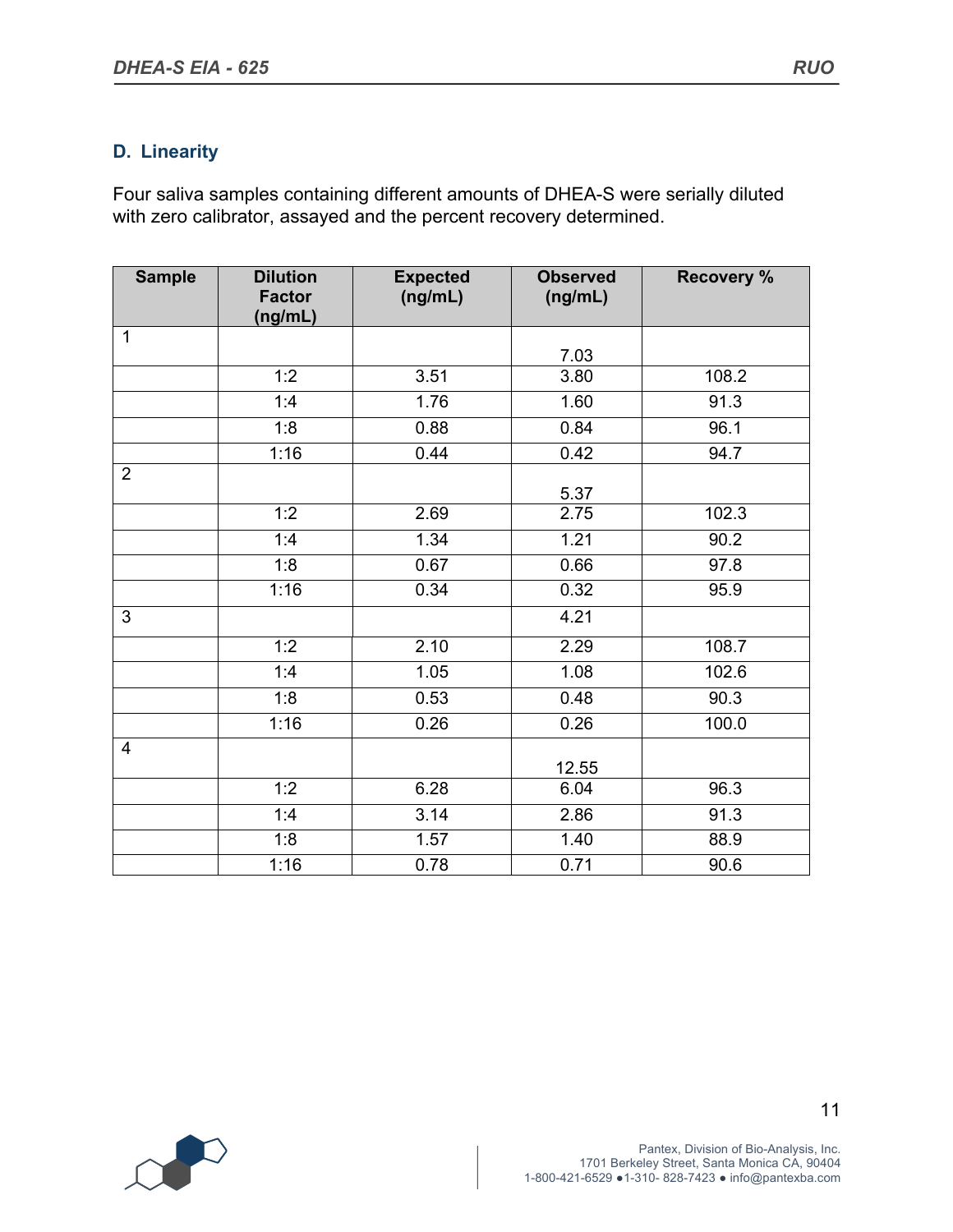### D. Linearity

Four saliva samples containing different amounts of DHEA-S were serially diluted with zero calibrator, assayed and the percent recovery determined.

| Sample | Dilution Factor (ng/mL) | Expected (ng/mL) | Observed (ng/mL) | Recovery % |
|---|---|---|---|---|
| 1 | | | 7.03 | |
| | 1:2 | 3.51 | 3.80 | 108.2 |
| | 1:4 | 1.76 | 1.60 | 91.3 |
| | 1:8 | 0.88 | 0.84 | 96.1 |
| | 1:16 | 0.44 | 0.42 | 94.7 |
| 2 | | | 5.37 | |
| | 1:2 | 2.69 | 2.75 | 102.3 |
| | 1:4 | 1.34 | 1.21 | 90.2 |
| | 1:8 | 0.67 | 0.66 | 97.8 |
| | 1:16 | 0.34 | 0.32 | 95.9 |
| 3 | | | 4.21 | |
| | 1:2 | 2.10 | 2.29 | 108.7 |
| | 1:4 | 1.05 | 1.08 | 102.6 |
| | 1:8 | 0.53 | 0.48 | 90.3 |
| | 1:16 | 0.26 | 0.26 | 100.0 |
| 4 | | | 12.55 | |
| | 1:2 | 6.28 | 6.04 | 96.3 |
| | 1:4 | 3.14 | 2.86 | 91.3 |
| | 1:8 | 1.57 | 1.40 | 88.9 |
| | 1:16 | 0.78 | 0.71 | 90.6 |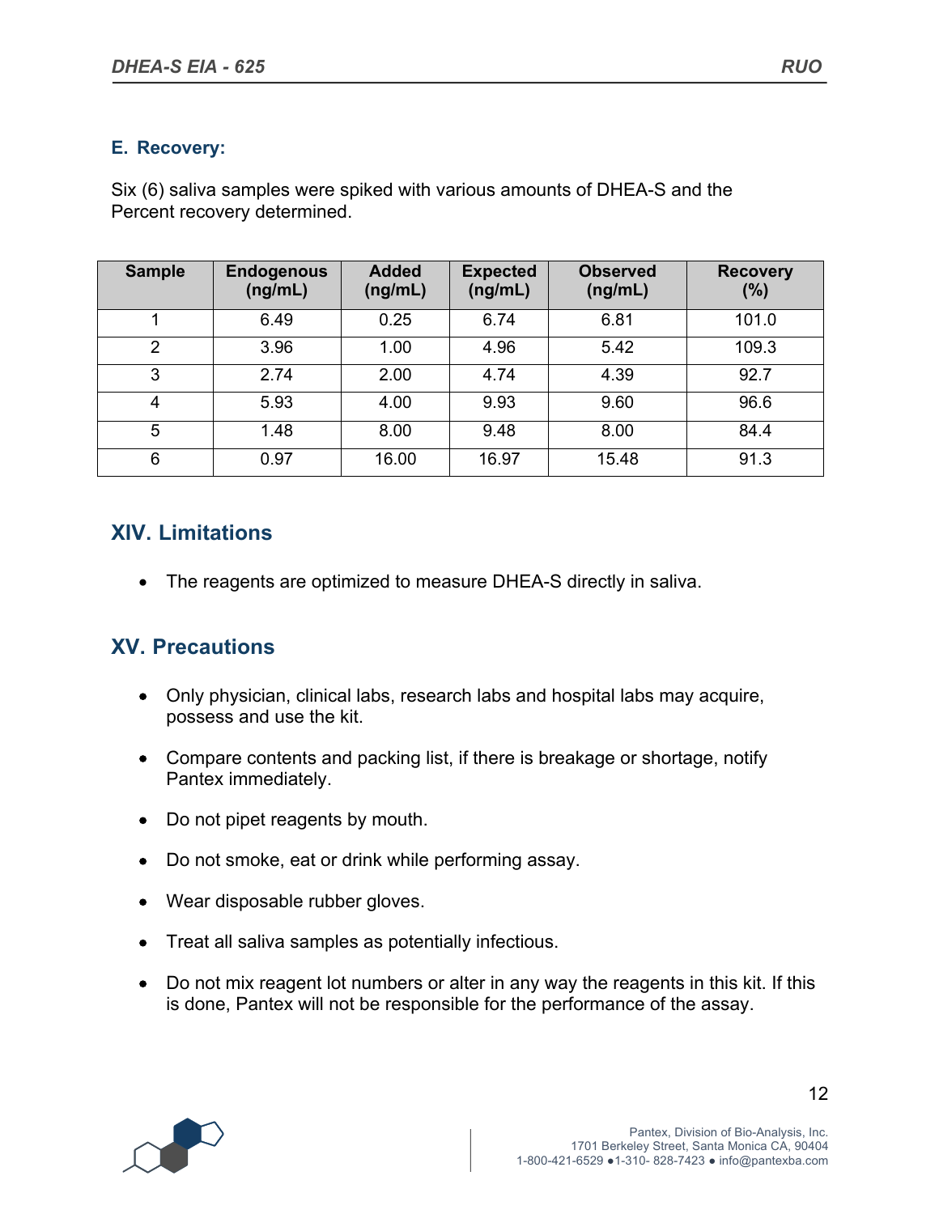### E. Recovery:

Six (6) saliva samples were spiked with various amounts of DHEA-S and the Percent recovery determined.

| Sample | Endogenous (ng/mL) | Added (ng/mL) | Expected (ng/mL) | Observed (ng/mL) | Recovery (%) |
|---|---|---|---|---|---|
| 1 | 6.49 | 0.25 | 6.74 | 6.81 | 101.0 |
| 2 | 3.96 | 1.00 | 4.96 | 5.42 | 109.3 |
| 3 | 2.74 | 2.00 | 4.74 | 4.39 | 92.7 |
| 4 | 5.93 | 4.00 | 9.93 | 9.60 | 96.6 |
| 5 | 1.48 | 8.00 | 9.48 | 8.00 | 84.4 |
| 6 | 0.97 | 16.00 | 16.97 | 15.48 | 91.3 |

## XIV. Limitations

- The reagents are optimized to measure DHEA-S directly in saliva.

## XV. Precautions

- Only physician, clinical labs, research labs and hospital labs may acquire, possess and use the kit.
- Compare contents and packing list, if there is breakage or shortage, notify Pantex immediately.
- Do not pipet reagents by mouth.
- Do not smoke, eat or drink while performing assay.
- Wear disposable rubber gloves.
- Treat all saliva samples as potentially infectious.
- Do not mix reagent lot numbers or alter in any way the reagents in this kit. If this is done, Pantex will not be responsible for the performance of the assay.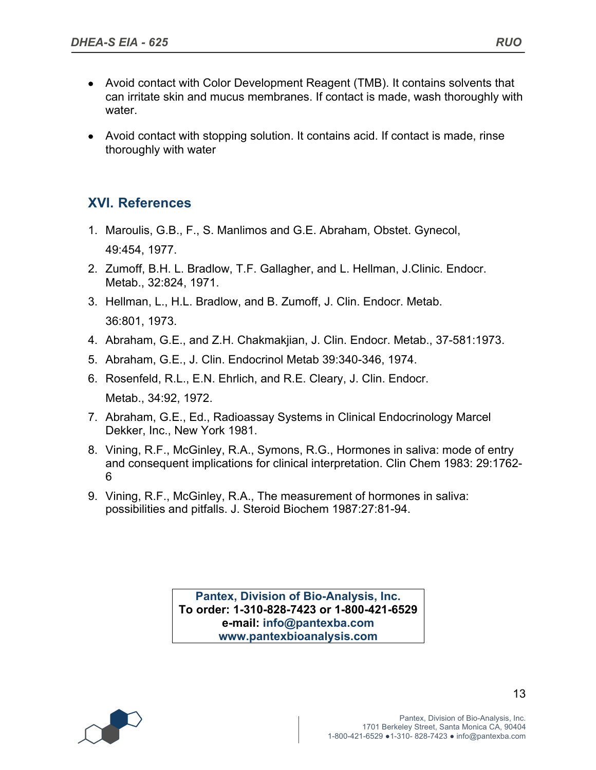- Avoid contact with Color Development Reagent (TMB). It contains solvents that can irritate skin and mucus membranes. If contact is made, wash thoroughly with water.

- Avoid contact with stopping solution. It contains acid. If contact is made, rinse thoroughly with water

## XVI. References

1. Maroulis, G.B., F., S. Manlimos and G.E. Abraham, Obstet. Gynecol, 49:454, 1977.
2. Zumoff, B.H. L. Bradlow, T.F. Gallagher, and L. Hellman, J.Clinic. Endocr. Metab., 32:824, 1971.
3. Hellman, L., H.L. Bradlow, and B. Zumoff, J. Clin. Endocr. Metab. 36:801, 1973.
4. Abraham, G.E., and Z.H. Chakmakjian, J. Clin. Endocr. Metab., 37-581:1973.
5. Abraham, G.E., J. Clin. Endocrinol Metab 39:340-346, 1974.
6. Rosenfeld, R.L., E.N. Ehrlich, and R.E. Cleary, J. Clin. Endocr. Metab., 34:92, 1972.
7. Abraham, G.E., Ed., Radioassay Systems in Clinical Endocrinology Marcel Dekker, Inc., New York 1981.
8. Vining, R.F., McGinley, R.A., Symons, R.G., Hormones in saliva: mode of entry and consequent implications for clinical interpretation. Clin Chem 1983: 29:1762-6
9. Vining, R.F., McGinley, R.A., The measurement of hormones in saliva: possibilities and pitfalls. J. Steroid Biochem 1987:27:81-94.

**Pantex, Division of Bio-Analysis, Inc.**
**To order: 1-310-828-7423 or 1-800-421-6529**
**e-mail: info@pantexba.com**
**www.pantexbioanalysis.com**